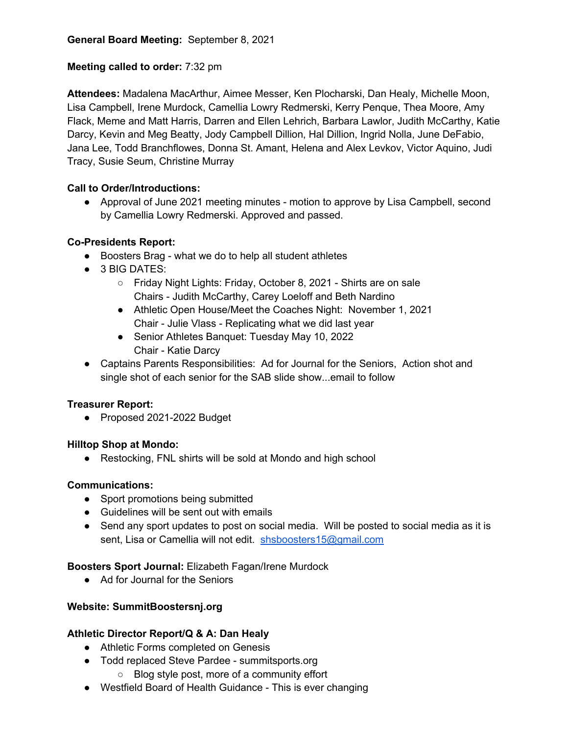**General Board Meeting:** September 8, 2021

**Meeting called to order:** 7:32 pm

**Attendees:** Madalena MacArthur, Aimee Messer, Ken Plocharski, Dan Healy, Michelle Moon, Lisa Campbell, Irene Murdock, Camellia Lowry Redmerski, Kerry Penque, Thea Moore, Amy Flack, Meme and Matt Harris, Darren and Ellen Lehrich, Barbara Lawlor, Judith McCarthy, Katie Darcy, Kevin and Meg Beatty, Jody Campbell Dillion, Hal Dillion, Ingrid Nolla, June DeFabio, Jana Lee, Todd Branchflowes, Donna St. Amant, Helena and Alex Levkov, Victor Aquino, Judi Tracy, Susie Seum, Christine Murray

**Call to Order/Introductions:**

- Approval of June 2021 meeting minutes - motion to approve by Lisa Campbell, second by Camellia Lowry Redmerski. Approved and passed.

**Co-Presidents Report:**

- Boosters Brag - what we do to help all student athletes
- 3 BIG DATES:
  - Friday Night Lights: Friday, October 8, 2021 - Shirts are on sale
    Chairs - Judith McCarthy, Carey Loeloff and Beth Nardino
  - Athletic Open House/Meet the Coaches Night: November 1, 2021
    Chair - Julie Vlass - Replicating what we did last year
  - Senior Athletes Banquet: Tuesday May 10, 2022
    Chair - Katie Darcy
- Captains Parents Responsibilities: Ad for Journal for the Seniors, Action shot and single shot of each senior for the SAB slide show...email to follow

**Treasurer Report:**

- Proposed 2021-2022 Budget

**Hilltop Shop at Mondo:**

- Restocking, FNL shirts will be sold at Mondo and high school

**Communications:**

- Sport promotions being submitted
- Guidelines will be sent out with emails
- Send any sport updates to post on social media. Will be posted to social media as it is sent, Lisa or Camellia will not edit. shsboosters15@gmail.com

**Boosters Sport Journal:** Elizabeth Fagan/Irene Murdock

- Ad for Journal for the Seniors

**Website: SummitBoostersnj.org**

**Athletic Director Report/Q & A: Dan Healy**

- Athletic Forms completed on Genesis
- Todd replaced Steve Pardee - summitsports.org
  - Blog style post, more of a community effort
- Westfield Board of Health Guidance - This is ever changing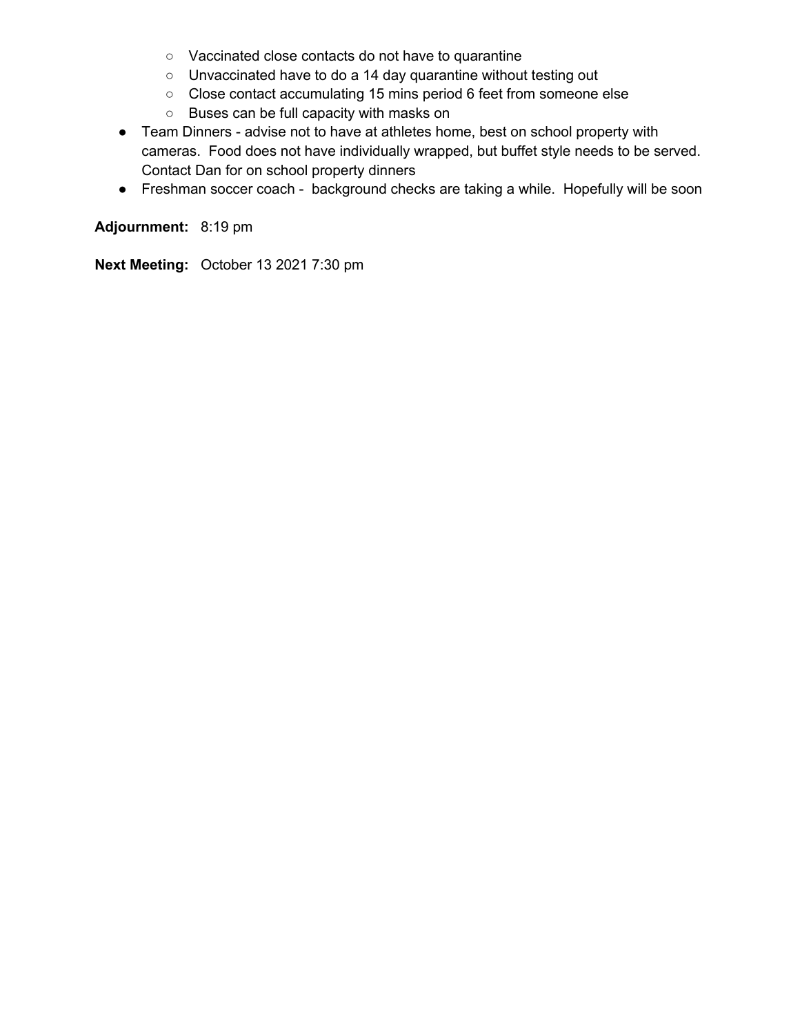- Vaccinated close contacts do not have to quarantine
    - Unvaccinated have to do a 14 day quarantine without testing out
    - Close contact accumulating 15 mins period 6 feet from someone else
    - Buses can be full capacity with masks on
- Team Dinners - advise not to have at athletes home, best on school property with cameras. Food does not have individually wrapped, but buffet style needs to be served. Contact Dan for on school property dinners
- Freshman soccer coach - background checks are taking a while. Hopefully will be soon

**Adjournment:** 8:19 pm

**Next Meeting:** October 13 2021 7:30 pm